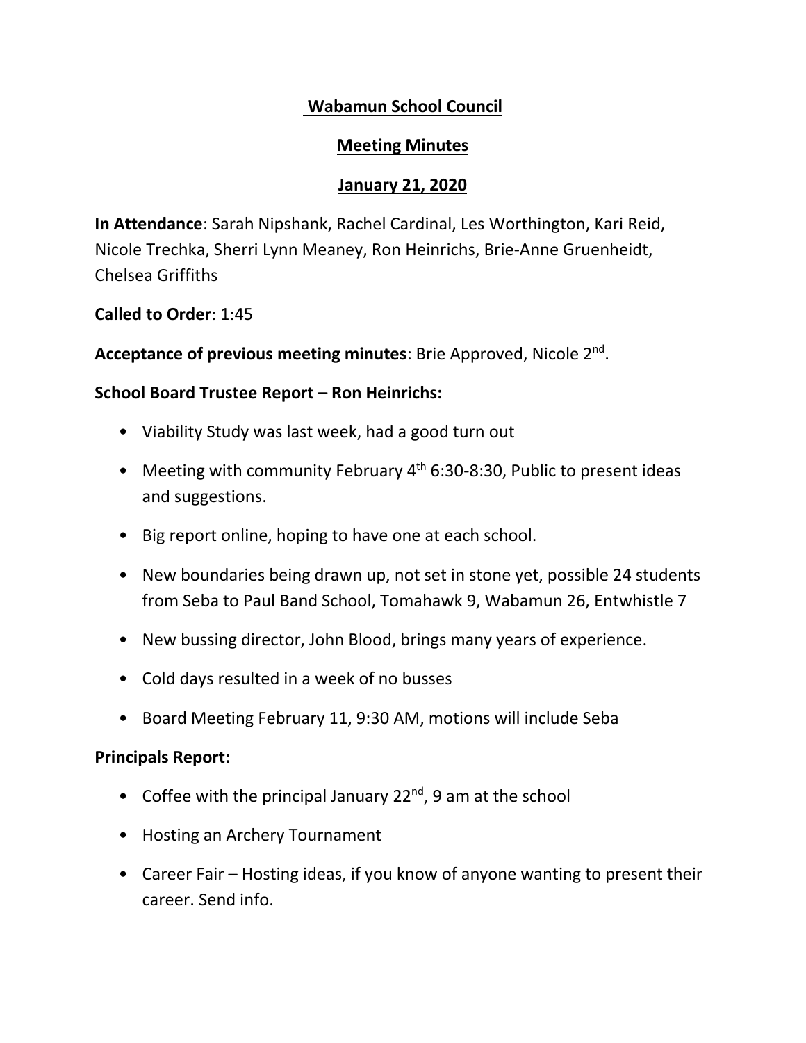# Wabamun School Council

## Meeting Minutes

## January 21, 2020

**In Attendance**: Sarah Nipshank, Rachel Cardinal, Les Worthington, Kari Reid, Nicole Trechka, Sherri Lynn Meaney, Ron Heinrichs, Brie-Anne Gruenheidt, Chelsea Griffiths

**Called to Order**: 1:45

**Acceptance of previous meeting minutes**: Brie Approved, Nicole 2nd.

**School Board Trustee Report – Ron Heinrichs:**

- Viability Study was last week, had a good turn out
- Meeting with community February 4th 6:30-8:30, Public to present ideas and suggestions.
- Big report online, hoping to have one at each school.
- New boundaries being drawn up, not set in stone yet, possible 24 students from Seba to Paul Band School, Tomahawk 9, Wabamun 26, Entwhistle 7
- New bussing director, John Blood, brings many years of experience.
- Cold days resulted in a week of no busses
- Board Meeting February 11, 9:30 AM, motions will include Seba

**Principals Report:**

- Coffee with the principal January 22nd, 9 am at the school
- Hosting an Archery Tournament
- Career Fair – Hosting ideas, if you know of anyone wanting to present their career. Send info.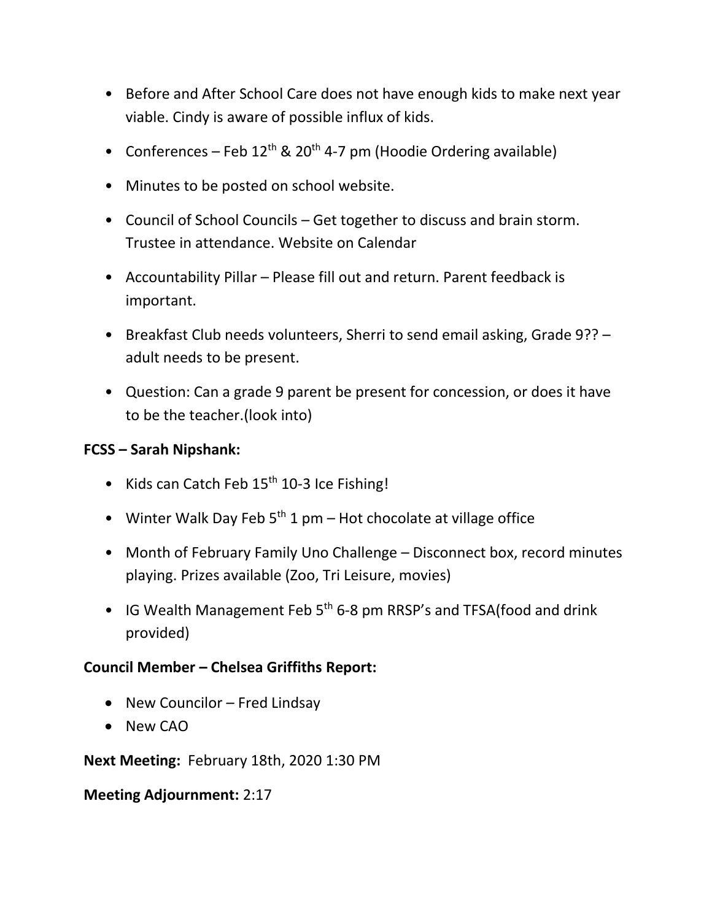- Before and After School Care does not have enough kids to make next year viable. Cindy is aware of possible influx of kids.
- Conferences – Feb 12th & 20th 4-7 pm (Hoodie Ordering available)
- Minutes to be posted on school website.
- Council of School Councils – Get together to discuss and brain storm. Trustee in attendance. Website on Calendar
- Accountability Pillar – Please fill out and return. Parent feedback is important.
- Breakfast Club needs volunteers, Sherri to send email asking, Grade 9?? – adult needs to be present.
- Question: Can a grade 9 parent be present for concession, or does it have to be the teacher.(look into)

**FCSS – Sarah Nipshank:**

- Kids can Catch Feb 15th 10-3 Ice Fishing!
- Winter Walk Day Feb 5th 1 pm – Hot chocolate at village office
- Month of February Family Uno Challenge – Disconnect box, record minutes playing. Prizes available (Zoo, Tri Leisure, movies)
- IG Wealth Management Feb 5th 6-8 pm RRSP's and TFSA(food and drink provided)

**Council Member – Chelsea Griffiths Report:**

- New Councilor – Fred Lindsay
- New CAO

**Next Meeting:** February 18th, 2020 1:30 PM

**Meeting Adjournment:** 2:17